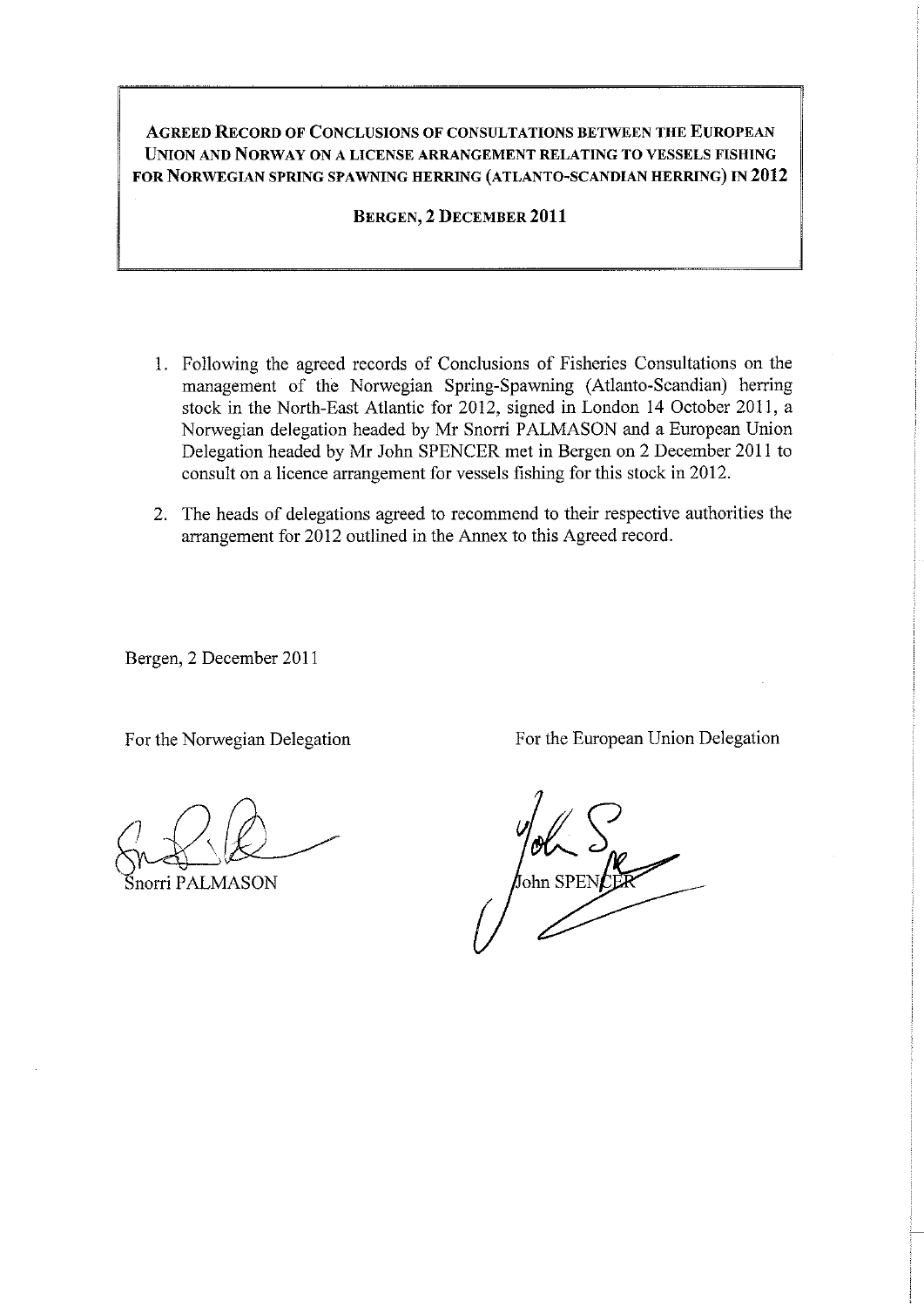**AGREED RECORD OF CONCLUSIONS OF CONSULTATIONS BETWEEN THE EUROPEAN UNION AND NORWAY ON A LICENSE ARRANGEMENT RELATING TO VESSELS FISHING FOR NORWEGIAN SPRING SPAWNING HERRING (ATLANTO-SCANDIAN HERRING) IN 2012**

**BERGEN, 2 DECEMBER 2011**

1. Following the agreed records of Conclusions of Fisheries Consultations on the management of the Norwegian Spring-Spawning (Atlanto-Scandian) herring stock in the North-East Atlantic for 2012, signed in London 14 October 2011, a Norwegian delegation headed by Mr Snorri PALMASON and a European Union Delegation headed by Mr John SPENCER met in Bergen on 2 December 2011 to consult on a licence arrangement for vessels fishing for this stock in 2012.
2. The heads of delegations agreed to recommend to their respective authorities the arrangement for 2012 outlined in the Annex to this Agreed record.

Bergen, 2 December 2011

For the Norwegian Delegation

Snorri PALMASON

For the European Union Delegation

John SPENCER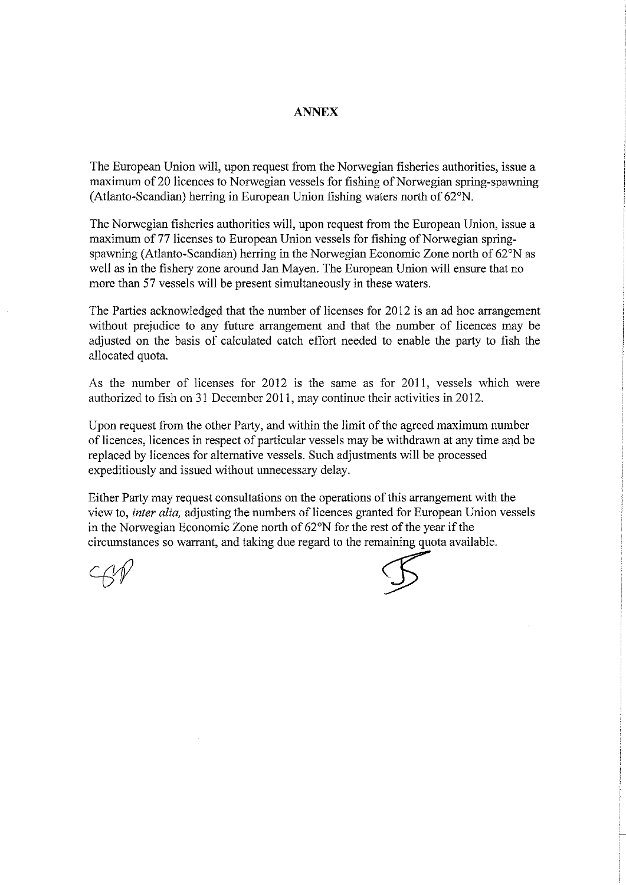**ANNEX**

The European Union will, upon request from the Norwegian fisheries authorities, issue a maximum of 20 licences to Norwegian vessels for fishing of Norwegian spring-spawning (Atlanto-Scandian) herring in European Union fishing waters north of 62°N.

The Norwegian fisheries authorities will, upon request from the European Union, issue a maximum of 77 licenses to European Union vessels for fishing of Norwegian spring-spawning (Atlanto-Scandian) herring in the Norwegian Economic Zone north of 62°N as well as in the fishery zone around Jan Mayen. The European Union will ensure that no more than 57 vessels will be present simultaneously in these waters.

The Parties acknowledged that the number of licenses for 2012 is an ad hoc arrangement without prejudice to any future arrangement and that the number of licences may be adjusted on the basis of calculated catch effort needed to enable the party to fish the allocated quota.

As the number of licenses for 2012 is the same as for 2011, vessels which were authorized to fish on 31 December 2011, may continue their activities in 2012.

Upon request from the other Party, and within the limit of the agreed maximum number of licences, licences in respect of particular vessels may be withdrawn at any time and be replaced by licences for alternative vessels. Such adjustments will be processed expeditiously and issued without unnecessary delay.

Either Party may request consultations on the operations of this arrangement with the view to, *inter alia,* adjusting the numbers of licences granted for European Union vessels in the Norwegian Economic Zone north of 62°N for the rest of the year if the circumstances so warrant, and taking due regard to the remaining quota available.